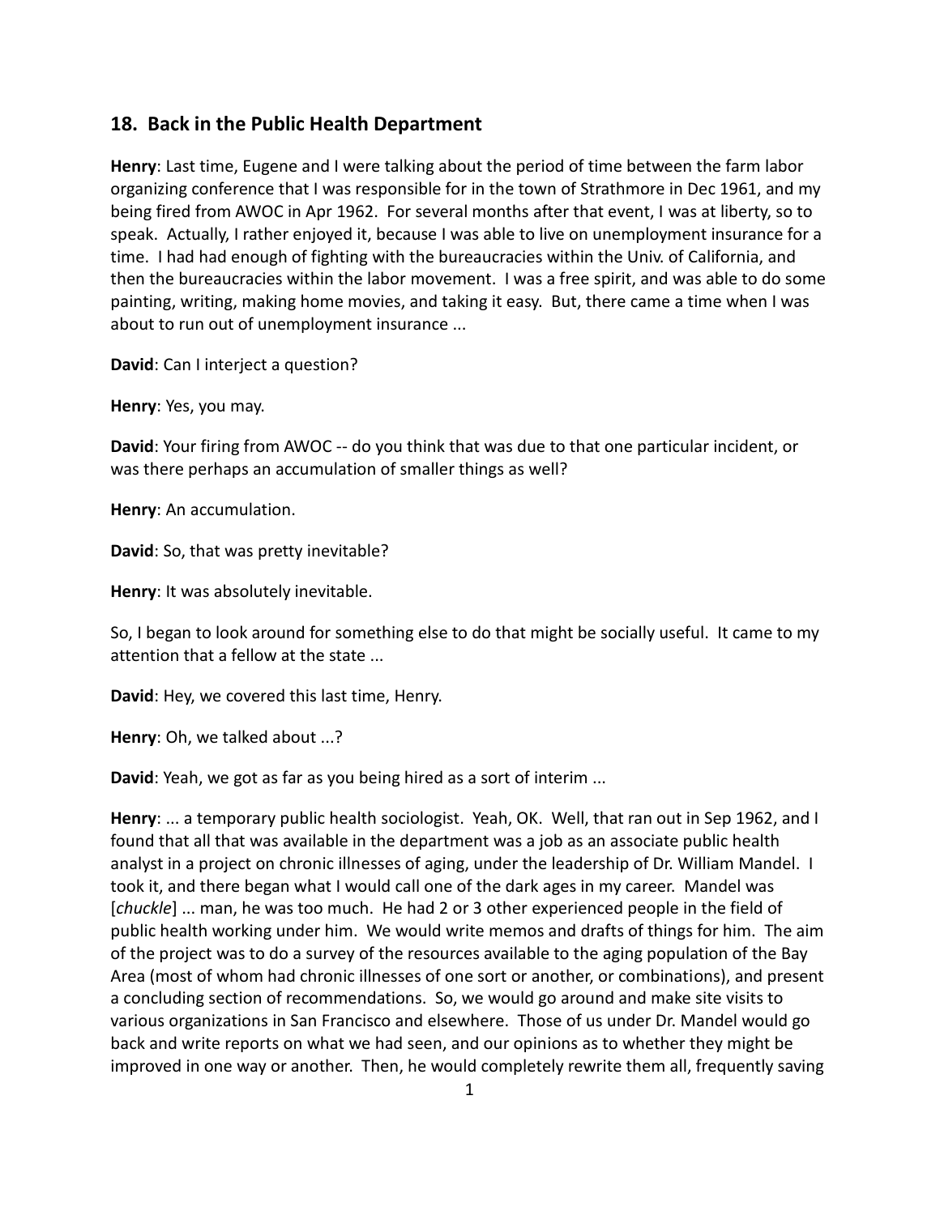## 18. Back in the Public Health Department

**Henry**: Last time, Eugene and I were talking about the period of time between the farm labor organizing conference that I was responsible for in the town of Strathmore in Dec 1961, and my being fired from AWOC in Apr 1962. For several months after that event, I was at liberty, so to speak. Actually, I rather enjoyed it, because I was able to live on unemployment insurance for a time. I had had enough of fighting with the bureaucracies within the Univ. of California, and then the bureaucracies within the labor movement. I was a free spirit, and was able to do some painting, writing, making home movies, and taking it easy. But, there came a time when I was about to run out of unemployment insurance ...

**David**: Can I interject a question?

**Henry**: Yes, you may.

**David**: Your firing from AWOC -- do you think that was due to that one particular incident, or was there perhaps an accumulation of smaller things as well?

**Henry**: An accumulation.

**David**: So, that was pretty inevitable?

**Henry**: It was absolutely inevitable.

So, I began to look around for something else to do that might be socially useful. It came to my attention that a fellow at the state ...

**David**: Hey, we covered this last time, Henry.

**Henry**: Oh, we talked about ...?

**David**: Yeah, we got as far as you being hired as a sort of interim ...

**Henry**: ... a temporary public health sociologist. Yeah, OK. Well, that ran out in Sep 1962, and I found that all that was available in the department was a job as an associate public health analyst in a project on chronic illnesses of aging, under the leadership of Dr. William Mandel. I took it, and there began what I would call one of the dark ages in my career. Mandel was [*chuckle*] ... man, he was too much. He had 2 or 3 other experienced people in the field of public health working under him. We would write memos and drafts of things for him. The aim of the project was to do a survey of the resources available to the aging population of the Bay Area (most of whom had chronic illnesses of one sort or another, or combinations), and present a concluding section of recommendations. So, we would go around and make site visits to various organizations in San Francisco and elsewhere. Those of us under Dr. Mandel would go back and write reports on what we had seen, and our opinions as to whether they might be improved in one way or another. Then, he would completely rewrite them all, frequently saving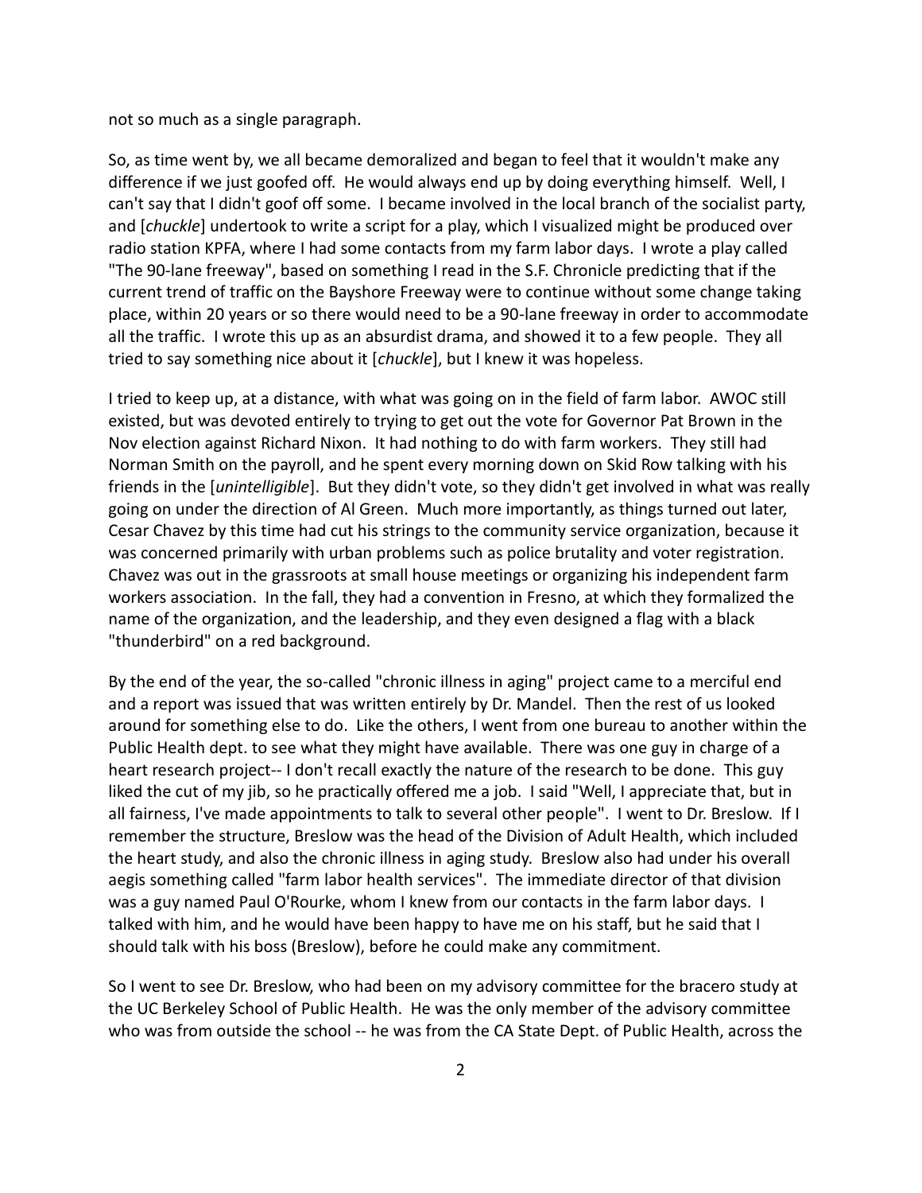not so much as a single paragraph.

So, as time went by, we all became demoralized and began to feel that it wouldn't make any difference if we just goofed off. He would always end up by doing everything himself. Well, I can't say that I didn't goof off some. I became involved in the local branch of the socialist party, and [*chuckle*] undertook to write a script for a play, which I visualized might be produced over radio station KPFA, where I had some contacts from my farm labor days. I wrote a play called "The 90-lane freeway", based on something I read in the S.F. Chronicle predicting that if the current trend of traffic on the Bayshore Freeway were to continue without some change taking place, within 20 years or so there would need to be a 90-lane freeway in order to accommodate all the traffic. I wrote this up as an absurdist drama, and showed it to a few people. They all tried to say something nice about it [*chuckle*], but I knew it was hopeless.

I tried to keep up, at a distance, with what was going on in the field of farm labor. AWOC still existed, but was devoted entirely to trying to get out the vote for Governor Pat Brown in the Nov election against Richard Nixon. It had nothing to do with farm workers. They still had Norman Smith on the payroll, and he spent every morning down on Skid Row talking with his friends in the [*unintelligible*]. But they didn't vote, so they didn't get involved in what was really going on under the direction of Al Green. Much more importantly, as things turned out later, Cesar Chavez by this time had cut his strings to the community service organization, because it was concerned primarily with urban problems such as police brutality and voter registration. Chavez was out in the grassroots at small house meetings or organizing his independent farm workers association. In the fall, they had a convention in Fresno, at which they formalized the name of the organization, and the leadership, and they even designed a flag with a black "thunderbird" on a red background.

By the end of the year, the so-called "chronic illness in aging" project came to a merciful end and a report was issued that was written entirely by Dr. Mandel. Then the rest of us looked around for something else to do. Like the others, I went from one bureau to another within the Public Health dept. to see what they might have available. There was one guy in charge of a heart research project-- I don't recall exactly the nature of the research to be done. This guy liked the cut of my jib, so he practically offered me a job. I said "Well, I appreciate that, but in all fairness, I've made appointments to talk to several other people". I went to Dr. Breslow. If I remember the structure, Breslow was the head of the Division of Adult Health, which included the heart study, and also the chronic illness in aging study. Breslow also had under his overall aegis something called "farm labor health services". The immediate director of that division was a guy named Paul O'Rourke, whom I knew from our contacts in the farm labor days. I talked with him, and he would have been happy to have me on his staff, but he said that I should talk with his boss (Breslow), before he could make any commitment.

So I went to see Dr. Breslow, who had been on my advisory committee for the bracero study at the UC Berkeley School of Public Health. He was the only member of the advisory committee who was from outside the school -- he was from the CA State Dept. of Public Health, across the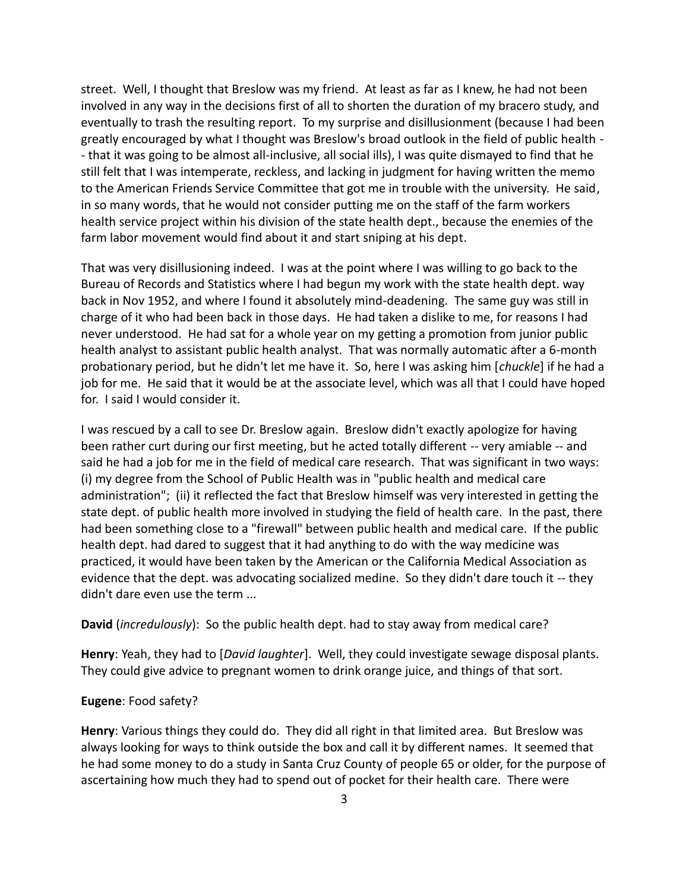street. Well, I thought that Breslow was my friend. At least as far as I knew, he had not been involved in any way in the decisions first of all to shorten the duration of my bracero study, and eventually to trash the resulting report. To my surprise and disillusionment (because I had been greatly encouraged by what I thought was Breslow's broad outlook in the field of public health -- that it was going to be almost all-inclusive, all social ills), I was quite dismayed to find that he still felt that I was intemperate, reckless, and lacking in judgment for having written the memo to the American Friends Service Committee that got me in trouble with the university. He said, in so many words, that he would not consider putting me on the staff of the farm workers health service project within his division of the state health dept., because the enemies of the farm labor movement would find about it and start sniping at his dept.

That was very disillusioning indeed. I was at the point where I was willing to go back to the Bureau of Records and Statistics where I had begun my work with the state health dept. way back in Nov 1952, and where I found it absolutely mind-deadening. The same guy was still in charge of it who had been back in those days. He had taken a dislike to me, for reasons I had never understood. He had sat for a whole year on my getting a promotion from junior public health analyst to assistant public health analyst. That was normally automatic after a 6-month probationary period, but he didn't let me have it. So, here I was asking him [*chuckle*] if he had a job for me. He said that it would be at the associate level, which was all that I could have hoped for. I said I would consider it.

I was rescued by a call to see Dr. Breslow again. Breslow didn't exactly apologize for having been rather curt during our first meeting, but he acted totally different -- very amiable -- and said he had a job for me in the field of medical care research. That was significant in two ways: (i) my degree from the School of Public Health was in "public health and medical care administration"; (ii) it reflected the fact that Breslow himself was very interested in getting the state dept. of public health more involved in studying the field of health care. In the past, there had been something close to a "firewall" between public health and medical care. If the public health dept. had dared to suggest that it had anything to do with the way medicine was practiced, it would have been taken by the American or the California Medical Association as evidence that the dept. was advocating socialized medine. So they didn't dare touch it -- they didn't dare even use the term ...

**David** (*incredulously*): So the public health dept. had to stay away from medical care?

**Henry**: Yeah, they had to [*David laughter*]. Well, they could investigate sewage disposal plants. They could give advice to pregnant women to drink orange juice, and things of that sort.

**Eugene**: Food safety?

**Henry**: Various things they could do. They did all right in that limited area. But Breslow was always looking for ways to think outside the box and call it by different names. It seemed that he had some money to do a study in Santa Cruz County of people 65 or older, for the purpose of ascertaining how much they had to spend out of pocket for their health care. There were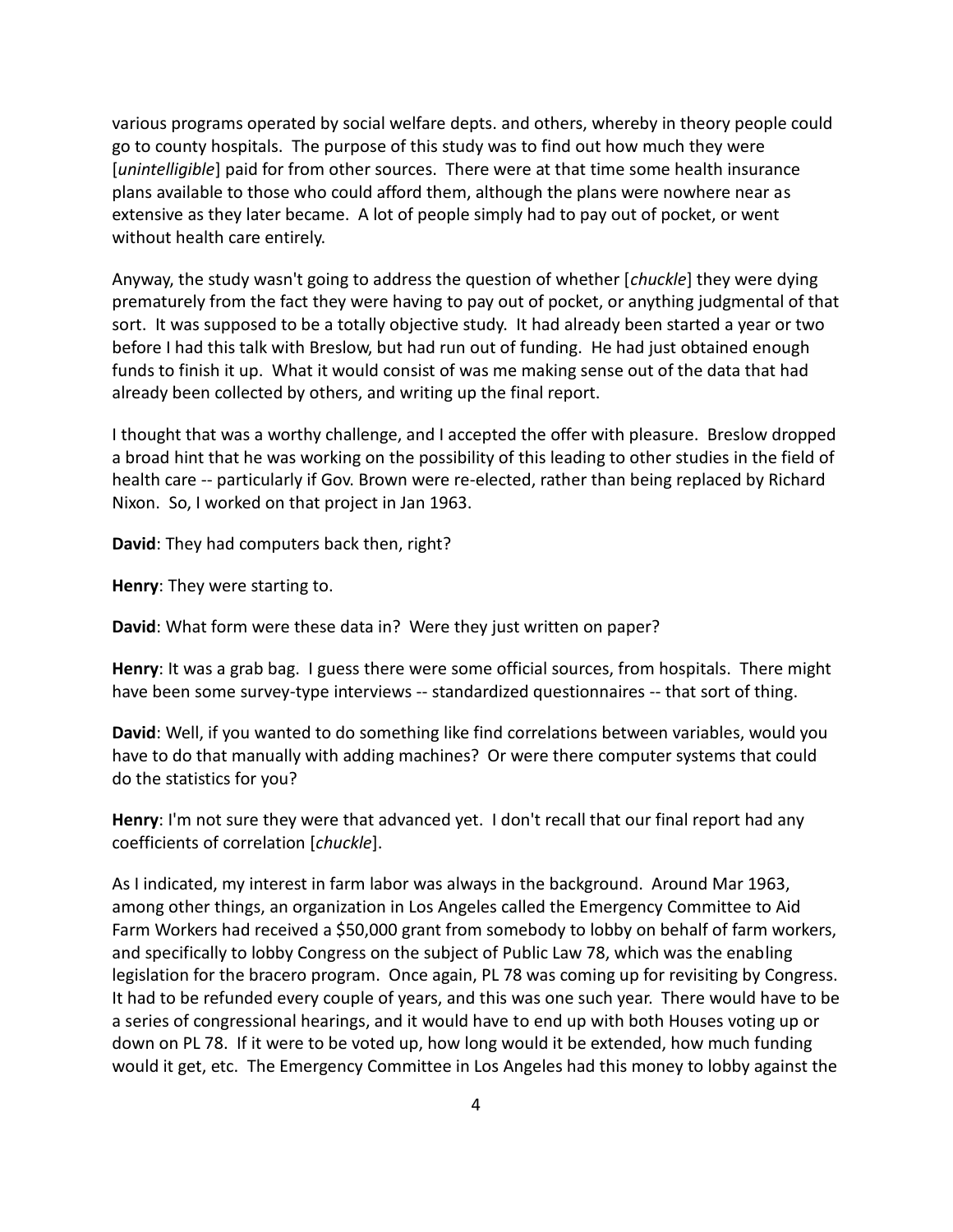various programs operated by social welfare depts. and others, whereby in theory people could go to county hospitals. The purpose of this study was to find out how much they were [*unintelligible*] paid for from other sources. There were at that time some health insurance plans available to those who could afford them, although the plans were nowhere near as extensive as they later became. A lot of people simply had to pay out of pocket, or went without health care entirely.

Anyway, the study wasn't going to address the question of whether [*chuckle*] they were dying prematurely from the fact they were having to pay out of pocket, or anything judgmental of that sort. It was supposed to be a totally objective study. It had already been started a year or two before I had this talk with Breslow, but had run out of funding. He had just obtained enough funds to finish it up. What it would consist of was me making sense out of the data that had already been collected by others, and writing up the final report.

I thought that was a worthy challenge, and I accepted the offer with pleasure. Breslow dropped a broad hint that he was working on the possibility of this leading to other studies in the field of health care -- particularly if Gov. Brown were re-elected, rather than being replaced by Richard Nixon. So, I worked on that project in Jan 1963.

**David**: They had computers back then, right?

**Henry**: They were starting to.

**David**: What form were these data in? Were they just written on paper?

**Henry**: It was a grab bag. I guess there were some official sources, from hospitals. There might have been some survey-type interviews -- standardized questionnaires -- that sort of thing.

**David**: Well, if you wanted to do something like find correlations between variables, would you have to do that manually with adding machines? Or were there computer systems that could do the statistics for you?

**Henry**: I'm not sure they were that advanced yet. I don't recall that our final report had any coefficients of correlation [*chuckle*].

As I indicated, my interest in farm labor was always in the background. Around Mar 1963, among other things, an organization in Los Angeles called the Emergency Committee to Aid Farm Workers had received a $50,000 grant from somebody to lobby on behalf of farm workers, and specifically to lobby Congress on the subject of Public Law 78, which was the enabling legislation for the bracero program. Once again, PL 78 was coming up for revisiting by Congress. It had to be refunded every couple of years, and this was one such year. There would have to be a series of congressional hearings, and it would have to end up with both Houses voting up or down on PL 78. If it were to be voted up, how long would it be extended, how much funding would it get, etc. The Emergency Committee in Los Angeles had this money to lobby against the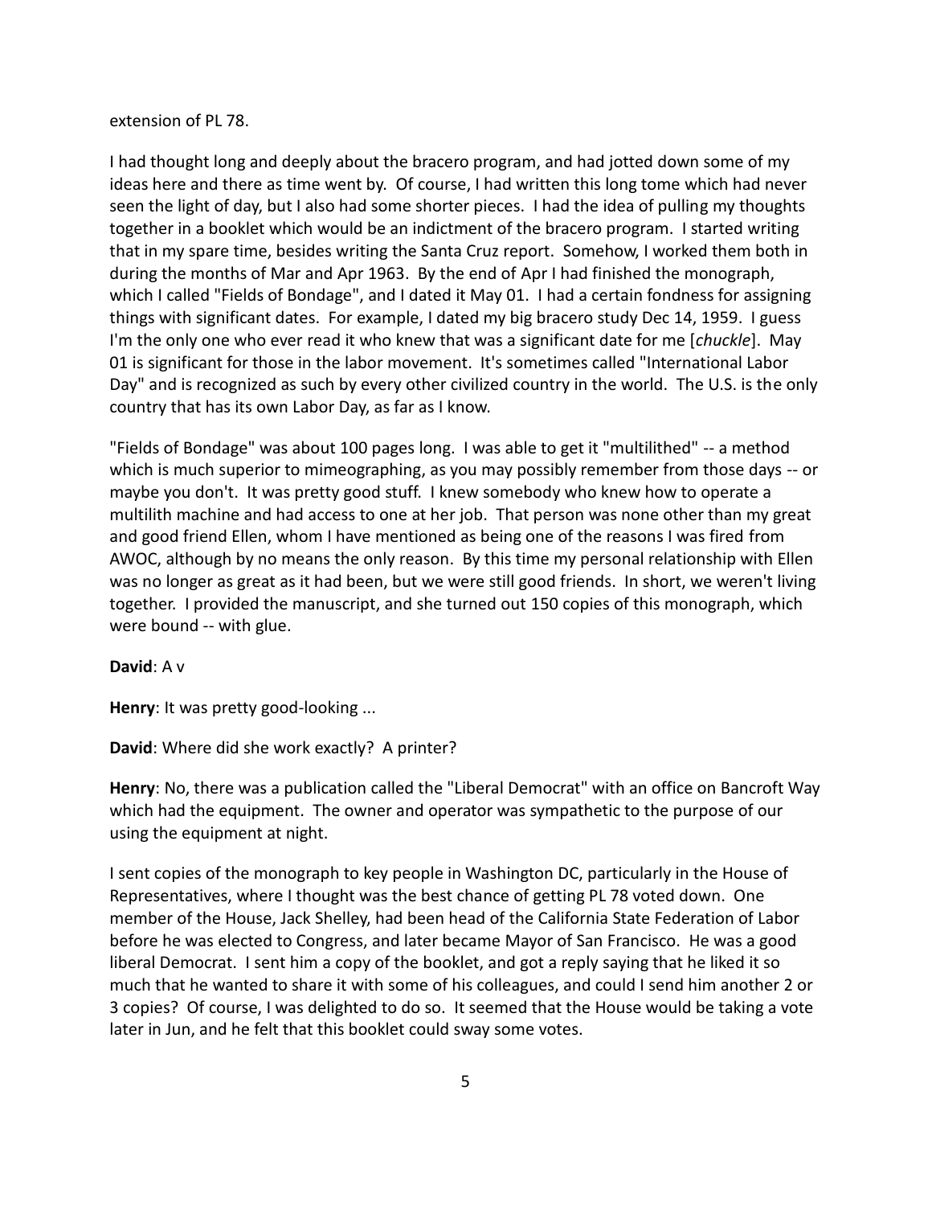extension of PL 78.

I had thought long and deeply about the bracero program, and had jotted down some of my ideas here and there as time went by. Of course, I had written this long tome which had never seen the light of day, but I also had some shorter pieces. I had the idea of pulling my thoughts together in a booklet which would be an indictment of the bracero program. I started writing that in my spare time, besides writing the Santa Cruz report. Somehow, I worked them both in during the months of Mar and Apr 1963. By the end of Apr I had finished the monograph, which I called "Fields of Bondage", and I dated it May 01. I had a certain fondness for assigning things with significant dates. For example, I dated my big bracero study Dec 14, 1959. I guess I'm the only one who ever read it who knew that was a significant date for me [*chuckle*]. May 01 is significant for those in the labor movement. It's sometimes called "International Labor Day" and is recognized as such by every other civilized country in the world. The U.S. is the only country that has its own Labor Day, as far as I know.

"Fields of Bondage" was about 100 pages long. I was able to get it "multilithed" -- a method which is much superior to mimeographing, as you may possibly remember from those days -- or maybe you don't. It was pretty good stuff. I knew somebody who knew how to operate a multilith machine and had access to one at her job. That person was none other than my great and good friend Ellen, whom I have mentioned as being one of the reasons I was fired from AWOC, although by no means the only reason. By this time my personal relationship with Ellen was no longer as great as it had been, but we were still good friends. In short, we weren't living together. I provided the manuscript, and she turned out 150 copies of this monograph, which were bound -- with glue.

**David**: A v

**Henry**: It was pretty good-looking ...

**David**: Where did she work exactly? A printer?

**Henry**: No, there was a publication called the "Liberal Democrat" with an office on Bancroft Way which had the equipment. The owner and operator was sympathetic to the purpose of our using the equipment at night.

I sent copies of the monograph to key people in Washington DC, particularly in the House of Representatives, where I thought was the best chance of getting PL 78 voted down. One member of the House, Jack Shelley, had been head of the California State Federation of Labor before he was elected to Congress, and later became Mayor of San Francisco. He was a good liberal Democrat. I sent him a copy of the booklet, and got a reply saying that he liked it so much that he wanted to share it with some of his colleagues, and could I send him another 2 or 3 copies? Of course, I was delighted to do so. It seemed that the House would be taking a vote later in Jun, and he felt that this booklet could sway some votes.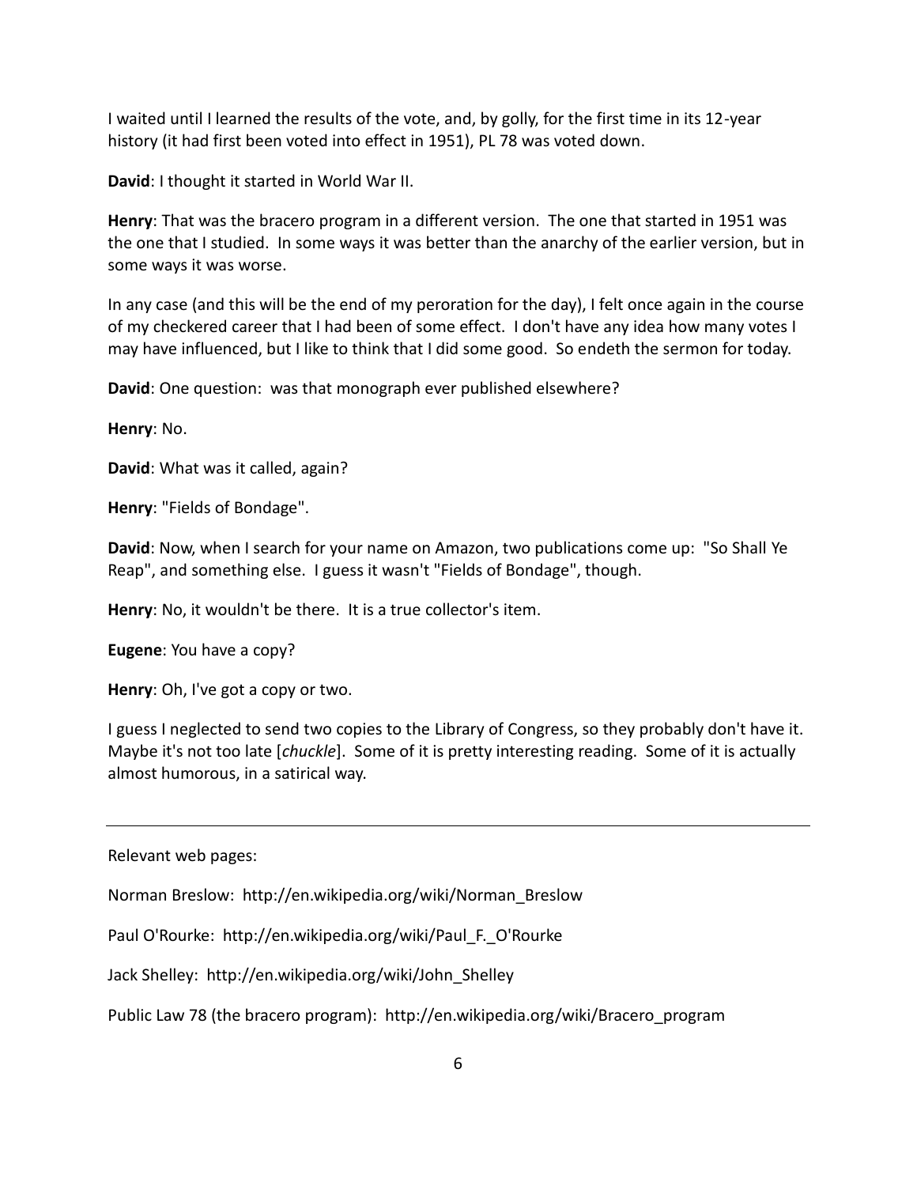I waited until I learned the results of the vote, and, by golly, for the first time in its 12-year history (it had first been voted into effect in 1951), PL 78 was voted down.

**David**: I thought it started in World War II.

**Henry**: That was the bracero program in a different version. The one that started in 1951 was the one that I studied. In some ways it was better than the anarchy of the earlier version, but in some ways it was worse.

In any case (and this will be the end of my peroration for the day), I felt once again in the course of my checkered career that I had been of some effect. I don't have any idea how many votes I may have influenced, but I like to think that I did some good. So endeth the sermon for today.

**David**: One question: was that monograph ever published elsewhere?

**Henry**: No.

**David**: What was it called, again?

**Henry**: "Fields of Bondage".

**David**: Now, when I search for your name on Amazon, two publications come up: "So Shall Ye Reap", and something else. I guess it wasn't "Fields of Bondage", though.

**Henry**: No, it wouldn't be there. It is a true collector's item.

**Eugene**: You have a copy?

**Henry**: Oh, I've got a copy or two.

I guess I neglected to send two copies to the Library of Congress, so they probably don't have it. Maybe it's not too late [*chuckle*]. Some of it is pretty interesting reading. Some of it is actually almost humorous, in a satirical way.

---

Relevant web pages:

Norman Breslow: http://en.wikipedia.org/wiki/Norman_Breslow

Paul O'Rourke: http://en.wikipedia.org/wiki/Paul_F._O'Rourke

Jack Shelley: http://en.wikipedia.org/wiki/John_Shelley

Public Law 78 (the bracero program): http://en.wikipedia.org/wiki/Bracero_program